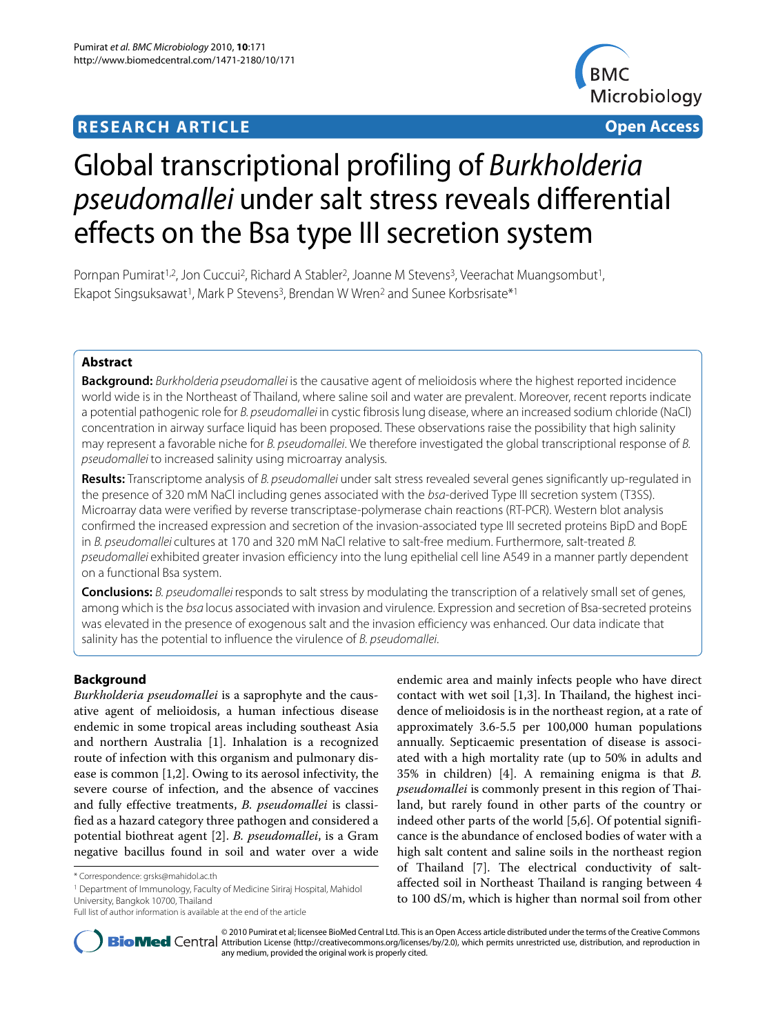**RESEARCH ARTICLE** **Open Access**

# Global transcriptional profiling of *Burkholderia pseudomallei* under salt stress reveals differential effects on the Bsa type III secretion system

Pornpan Pumirat[1,2], Jon Cuccui[2], Richard A Stabler[2], Joanne M Stevens[3], Veerachat Muangsombut[1], Ekapot Singsuksawat[1], Mark P Stevens[3], Brendan W Wren[2] and Sunee Korbsrisate*[1]

## Abstract

**Background:** *Burkholderia pseudomallei* is the causative agent of melioidosis where the highest reported incidence world wide is in the Northeast of Thailand, where saline soil and water are prevalent. Moreover, recent reports indicate a potential pathogenic role for *B. pseudomallei* in cystic fibrosis lung disease, where an increased sodium chloride (NaCl) concentration in airway surface liquid has been proposed. These observations raise the possibility that high salinity may represent a favorable niche for *B. pseudomallei*. We therefore investigated the global transcriptional response of *B. pseudomallei* to increased salinity using microarray analysis.

**Results:** Transcriptome analysis of *B. pseudomallei* under salt stress revealed several genes significantly up-regulated in the presence of 320 mM NaCl including genes associated with the *bsa*-derived Type III secretion system (T3SS). Microarray data were verified by reverse transcriptase-polymerase chain reactions (RT-PCR). Western blot analysis confirmed the increased expression and secretion of the invasion-associated type III secreted proteins BipD and BopE in *B. pseudomallei* cultures at 170 and 320 mM NaCl relative to salt-free medium. Furthermore, salt-treated *B. pseudomallei* exhibited greater invasion efficiency into the lung epithelial cell line A549 in a manner partly dependent on a functional Bsa system.

**Conclusions:** *B. pseudomallei* responds to salt stress by modulating the transcription of a relatively small set of genes, among which is the *bsa* locus associated with invasion and virulence. Expression and secretion of Bsa-secreted proteins was elevated in the presence of exogenous salt and the invasion efficiency was enhanced. Our data indicate that salinity has the potential to influence the virulence of *B. pseudomallei*.

## Background

*Burkholderia pseudomallei* is a saprophyte and the causative agent of melioidosis, a human infectious disease endemic in some tropical areas including southeast Asia and northern Australia [1]. Inhalation is a recognized route of infection with this organism and pulmonary disease is common [1,2]. Owing to its aerosol infectivity, the severe course of infection, and the absence of vaccines and fully effective treatments, *B. pseudomallei* is classified as a hazard category three pathogen and considered a potential biothreat agent [2]. *B. pseudomallei*, is a Gram negative bacillus found in soil and water over a wide endemic area and mainly infects people who have direct contact with wet soil [1,3]. In Thailand, the highest incidence of melioidosis is in the northeast region, at a rate of approximately 3.6-5.5 per 100,000 human populations annually. Septicaemic presentation of disease is associated with a high mortality rate (up to 50% in adults and 35% in children) [4]. A remaining enigma is that *B. pseudomallei* is commonly present in this region of Thailand, but rarely found in other parts of the country or indeed other parts of the world [5,6]. Of potential significance is the abundance of enclosed bodies of water with a high salt content and saline soils in the northeast region of Thailand [7]. The electrical conductivity of salt-affected soil in Northeast Thailand is ranging between 4 to 100 dS/m, which is higher than normal soil from other

\* Correspondence: grsks@mahidol.ac.th

[1] Department of Immunology, Faculty of Medicine Siriraj Hospital, Mahidol University, Bangkok 10700, Thailand

Full list of author information is available at the end of the article

© 2010 Pumirat et al; licensee BioMed Central Ltd. This is an Open Access article distributed under the terms of the Creative Commons Attribution License (http://creativecommons.org/licenses/by/2.0), which permits unrestricted use, distribution, and reproduction in any medium, provided the original work is properly cited.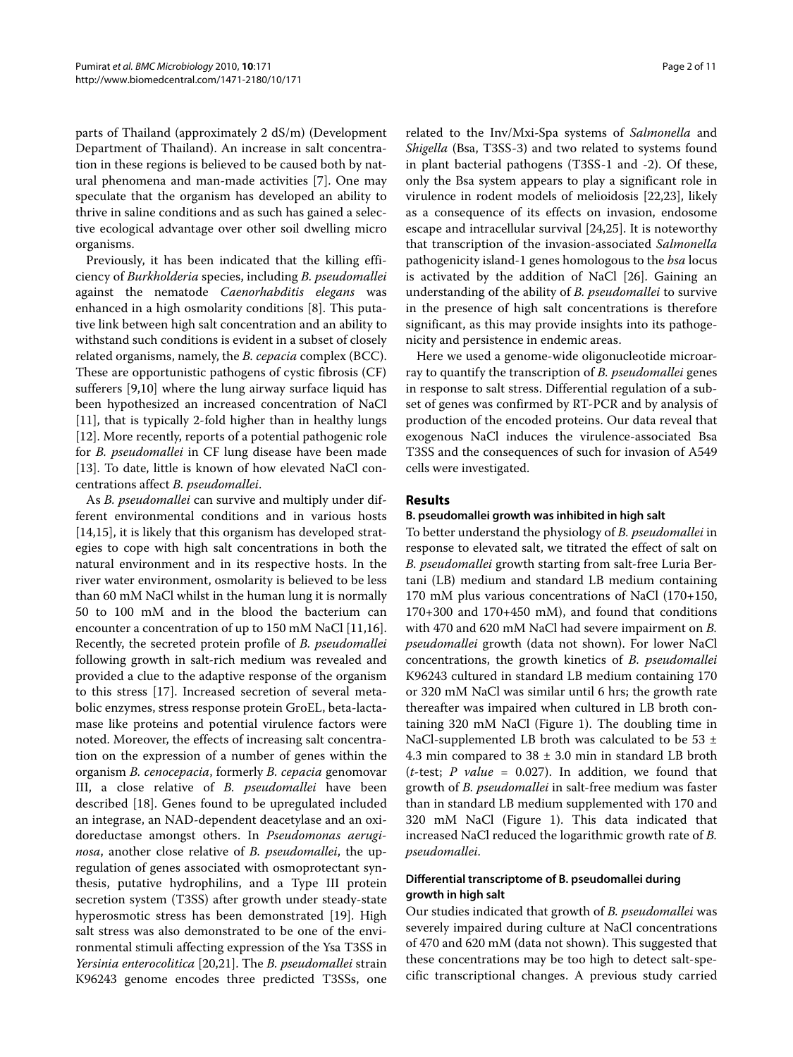parts of Thailand (approximately 2 dS/m) (Development Department of Thailand). An increase in salt concentration in these regions is believed to be caused both by natural phenomena and man-made activities [7]. One may speculate that the organism has developed an ability to thrive in saline conditions and as such has gained a selective ecological advantage over other soil dwelling micro organisms.

Previously, it has been indicated that the killing efficiency of *Burkholderia* species, including *B. pseudomallei* against the nematode *Caenorhabditis elegans* was enhanced in a high osmolarity conditions [8]. This putative link between high salt concentration and an ability to withstand such conditions is evident in a subset of closely related organisms, namely, the *B. cepacia* complex (BCC). These are opportunistic pathogens of cystic fibrosis (CF) sufferers [9,10] where the lung airway surface liquid has been hypothesized an increased concentration of NaCl [11], that is typically 2-fold higher than in healthy lungs [12]. More recently, reports of a potential pathogenic role for *B. pseudomallei* in CF lung disease have been made [13]. To date, little is known of how elevated NaCl concentrations affect *B. pseudomallei*.

As *B. pseudomallei* can survive and multiply under different environmental conditions and in various hosts [14,15], it is likely that this organism has developed strategies to cope with high salt concentrations in both the natural environment and in its respective hosts. In the river water environment, osmolarity is believed to be less than 60 mM NaCl whilst in the human lung it is normally 50 to 100 mM and in the blood the bacterium can encounter a concentration of up to 150 mM NaCl [11,16]. Recently, the secreted protein profile of *B. pseudomallei* following growth in salt-rich medium was revealed and provided a clue to the adaptive response of the organism to this stress [17]. Increased secretion of several metabolic enzymes, stress response protein GroEL, beta-lactamase like proteins and potential virulence factors were noted. Moreover, the effects of increasing salt concentration on the expression of a number of genes within the organism *B. cenocepacia*, formerly *B. cepacia* genomovar III, a close relative of *B. pseudomallei* have been described [18]. Genes found to be upregulated included an integrase, an NAD-dependent deacetylase and an oxidoreductase amongst others. In *Pseudomonas aeruginosa*, another close relative of *B. pseudomallei*, the upregulation of genes associated with osmoprotectant synthesis, putative hydrophilins, and a Type III protein secretion system (T3SS) after growth under steady-state hyperosmotic stress has been demonstrated [19]. High salt stress was also demonstrated to be one of the environmental stimuli affecting expression of the Ysa T3SS in *Yersinia enterocolitica* [20,21]. The *B. pseudomallei* strain K96243 genome encodes three predicted T3SSs, one related to the Inv/Mxi-Spa systems of *Salmonella* and *Shigella* (Bsa, T3SS-3) and two related to systems found in plant bacterial pathogens (T3SS-1 and -2). Of these, only the Bsa system appears to play a significant role in virulence in rodent models of melioidosis [22,23], likely as a consequence of its effects on invasion, endosome escape and intracellular survival [24,25]. It is noteworthy that transcription of the invasion-associated *Salmonella* pathogenicity island-1 genes homologous to the *bsa* locus is activated by the addition of NaCl [26]. Gaining an understanding of the ability of *B. pseudomallei* to survive in the presence of high salt concentrations is therefore significant, as this may provide insights into its pathogenicity and persistence in endemic areas.

Here we used a genome-wide oligonucleotide microarray to quantify the transcription of *B. pseudomallei* genes in response to salt stress. Differential regulation of a subset of genes was confirmed by RT-PCR and by analysis of production of the encoded proteins. Our data reveal that exogenous NaCl induces the virulence-associated Bsa T3SS and the consequences of such for invasion of A549 cells were investigated.

## Results

### B. pseudomallei growth was inhibited in high salt

To better understand the physiology of *B. pseudomallei* in response to elevated salt, we titrated the effect of salt on *B. pseudomallei* growth starting from salt-free Luria Bertani (LB) medium and standard LB medium containing 170 mM plus various concentrations of NaCl (170+150, 170+300 and 170+450 mM), and found that conditions with 470 and 620 mM NaCl had severe impairment on *B. pseudomallei* growth (data not shown). For lower NaCl concentrations, the growth kinetics of *B. pseudomallei* K96243 cultured in standard LB medium containing 170 or 320 mM NaCl was similar until 6 hrs; the growth rate thereafter was impaired when cultured in LB broth containing 320 mM NaCl (Figure 1). The doubling time in NaCl-supplemented LB broth was calculated to be 53 ± 4.3 min compared to 38 ± 3.0 min in standard LB broth (*t*-test; $P$ *value* = 0.027). In addition, we found that growth of *B. pseudomallei* in salt-free medium was faster than in standard LB medium supplemented with 170 and 320 mM NaCl (Figure 1). This data indicated that increased NaCl reduced the logarithmic growth rate of *B. pseudomallei*.

### Differential transcriptome of B. pseudomallei during growth in high salt

Our studies indicated that growth of *B. pseudomallei* was severely impaired during culture at NaCl concentrations of 470 and 620 mM (data not shown). This suggested that these concentrations may be too high to detect salt-specific transcriptional changes. A previous study carried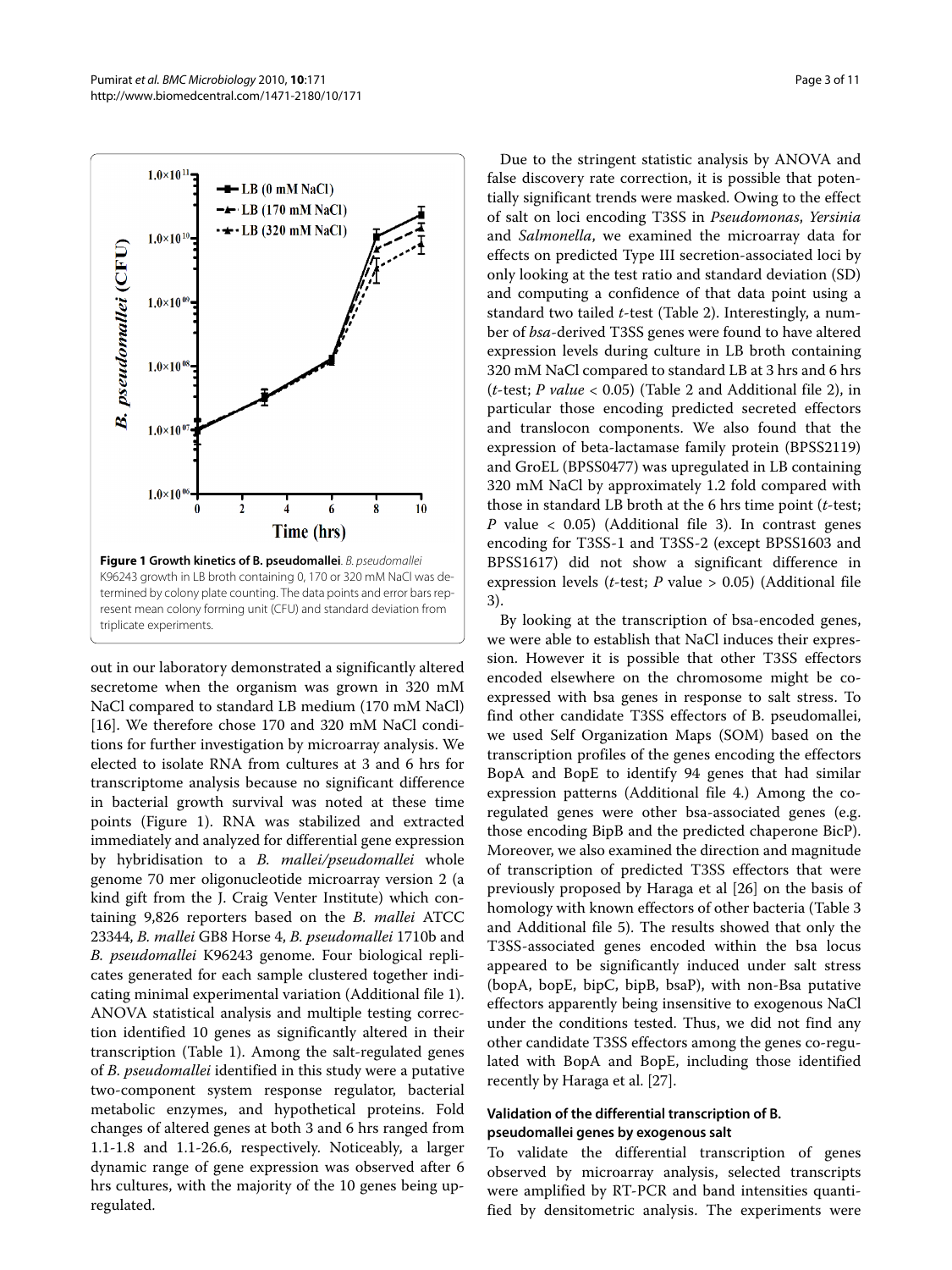**Figure 1 Growth kinetics of B. pseudomallei**. *B. pseudomallei* K96243 growth in LB broth containing 0, 170 or 320 mM NaCl was determined by colony plate counting. The data points and error bars represent mean colony forming unit (CFU) and standard deviation from triplicate experiments.

out in our laboratory demonstrated a significantly altered secretome when the organism was grown in 320 mM NaCl compared to standard LB medium (170 mM NaCl) [16]. We therefore chose 170 and 320 mM NaCl conditions for further investigation by microarray analysis. We elected to isolate RNA from cultures at 3 and 6 hrs for transcriptome analysis because no significant difference in bacterial growth survival was noted at these time points (Figure 1). RNA was stabilized and extracted immediately and analyzed for differential gene expression by hybridisation to a *B. mallei/pseudomallei* whole genome 70 mer oligonucleotide microarray version 2 (a kind gift from the J. Craig Venter Institute) which containing 9,826 reporters based on the *B. mallei* ATCC 23344, *B. mallei* GB8 Horse 4, *B. pseudomallei* 1710b and *B. pseudomallei* K96243 genome. Four biological replicates generated for each sample clustered together indicating minimal experimental variation (Additional file 1). ANOVA statistical analysis and multiple testing correction identified 10 genes as significantly altered in their transcription (Table 1). Among the salt-regulated genes of *B. pseudomallei* identified in this study were a putative two-component system response regulator, bacterial metabolic enzymes, and hypothetical proteins. Fold changes of altered genes at both 3 and 6 hrs ranged from 1.1-1.8 and 1.1-26.6, respectively. Noticeably, a larger dynamic range of gene expression was observed after 6 hrs cultures, with the majority of the 10 genes being up-regulated.

Due to the stringent statistic analysis by ANOVA and false discovery rate correction, it is possible that potentially significant trends were masked. Owing to the effect of salt on loci encoding T3SS in *Pseudomonas*, *Yersinia* and *Salmonella*, we examined the microarray data for effects on predicted Type III secretion-associated loci by only looking at the test ratio and standard deviation (SD) and computing a confidence of that data point using a standard two tailed *t*-test (Table 2). Interestingly, a number of *bsa*-derived T3SS genes were found to have altered expression levels during culture in LB broth containing 320 mM NaCl compared to standard LB at 3 hrs and 6 hrs (*t*-test; *P value* < 0.05) (Table 2 and Additional file 2), in particular those encoding predicted secreted effectors and translocon components. We also found that the expression of beta-lactamase family protein (BPSS2119) and GroEL (BPSS0477) was upregulated in LB containing 320 mM NaCl by approximately 1.2 fold compared with those in standard LB broth at the 6 hrs time point (*t*-test; *P* value < 0.05) (Additional file 3). In contrast genes encoding for T3SS-1 and T3SS-2 (except BPSS1603 and BPSS1617) did not show a significant difference in expression levels (*t*-test; *P* value > 0.05) (Additional file 3).

By looking at the transcription of bsa-encoded genes, we were able to establish that NaCl induces their expression. However it is possible that other T3SS effectors encoded elsewhere on the chromosome might be co-expressed with bsa genes in response to salt stress. To find other candidate T3SS effectors of B. pseudomallei, we used Self Organization Maps (SOM) based on the transcription profiles of the genes encoding the effectors BopA and BopE to identify 94 genes that had similar expression patterns (Additional file 4.) Among the co-regulated genes were other bsa-associated genes (e.g. those encoding BipB and the predicted chaperone BicP). Moreover, we also examined the direction and magnitude of transcription of predicted T3SS effectors that were previously proposed by Haraga et al [26] on the basis of homology with known effectors of other bacteria (Table 3 and Additional file 5). The results showed that only the T3SS-associated genes encoded within the bsa locus appeared to be significantly induced under salt stress (bopA, bopE, bipC, bipB, bsaP), with non-Bsa putative effectors apparently being insensitive to exogenous NaCl under the conditions tested. Thus, we did not find any other candidate T3SS effectors among the genes co-regulated with BopA and BopE, including those identified recently by Haraga et al. [27].

### Validation of the differential transcription of B. pseudomallei genes by exogenous salt

To validate the differential transcription of genes observed by microarray analysis, selected transcripts were amplified by RT-PCR and band intensities quantified by densitometric analysis. The experiments were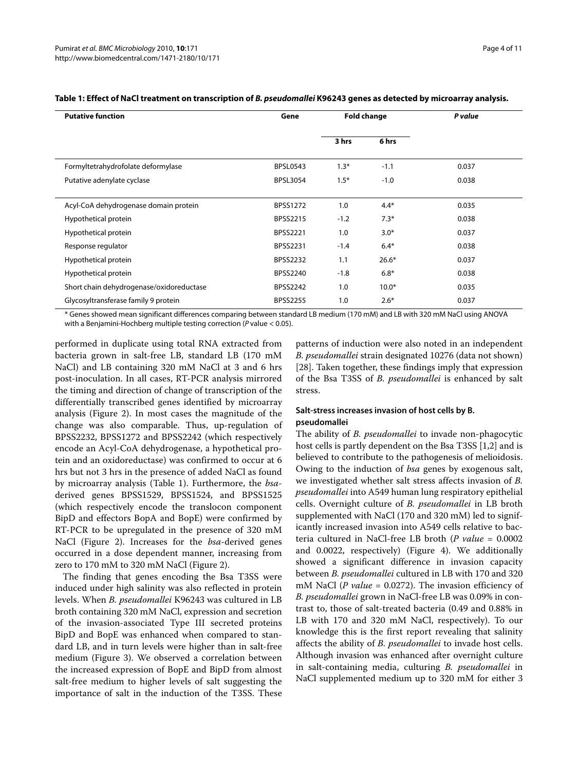**Table 1: Effect of NaCl treatment on transcription of *B. pseudomallei* K96243 genes as detected by microarray analysis.**

| Putative function | Gene | Fold change | | *P value* |
|---|---|---|---|---|
| | | 3 hrs | 6 hrs | |
| Formyltetrahydrofolate deformylase | BPSL0543 | 1.3* | -1.1 | 0.037 |
| Putative adenylate cyclase | BPSL3054 | 1.5* | -1.0 | 0.038 |
| Acyl-CoA dehydrogenase domain protein | BPSS1272 | 1.0 | 4.4* | 0.035 |
| Hypothetical protein | BPSS2215 | -1.2 | 7.3* | 0.038 |
| Hypothetical protein | BPSS2221 | 1.0 | 3.0* | 0.037 |
| Response regulator | BPSS2231 | -1.4 | 6.4* | 0.038 |
| Hypothetical protein | BPSS2232 | 1.1 | 26.6* | 0.037 |
| Hypothetical protein | BPSS2240 | -1.8 | 6.8* | 0.038 |
| Short chain dehydrogenase/oxidoreductase | BPSS2242 | 1.0 | 10.0* | 0.035 |
| Glycosyltransferase family 9 protein | BPSS2255 | 1.0 | 2.6* | 0.037 |

\* Genes showed mean significant differences comparing between standard LB medium (170 mM) and LB with 320 mM NaCl using ANOVA with a Benjamini-Hochberg multiple testing correction (*P* value < 0.05).

performed in duplicate using total RNA extracted from bacteria grown in salt-free LB, standard LB (170 mM NaCl) and LB containing 320 mM NaCl at 3 and 6 hrs post-inoculation. In all cases, RT-PCR analysis mirrored the timing and direction of change of transcription of the differentially transcribed genes identified by microarray analysis (Figure 2). In most cases the magnitude of the change was also comparable. Thus, up-regulation of BPSS2232, BPSS1272 and BPSS2242 (which respectively encode an Acyl-CoA dehydrogenase, a hypothetical protein and an oxidoreductase) was confirmed to occur at 6 hrs but not 3 hrs in the presence of added NaCl as found by microarray analysis (Table 1). Furthermore, the *bsa*-derived genes BPSS1529, BPSS1524, and BPSS1525 (which respectively encode the translocon component BipD and effectors BopA and BopE) were confirmed by RT-PCR to be upregulated in the presence of 320 mM NaCl (Figure 2). Increases for the *bsa*-derived genes occurred in a dose dependent manner, increasing from zero to 170 mM to 320 mM NaCl (Figure 2).

The finding that genes encoding the Bsa T3SS were induced under high salinity was also reflected in protein levels. When *B. pseudomallei* K96243 was cultured in LB broth containing 320 mM NaCl, expression and secretion of the invasion-associated Type III secreted proteins BipD and BopE was enhanced when compared to standard LB, and in turn levels were higher than in salt-free medium (Figure 3). We observed a correlation between the increased expression of BopE and BipD from almost salt-free medium to higher levels of salt suggesting the importance of salt in the induction of the T3SS. These patterns of induction were also noted in an independent *B. pseudomallei* strain designated 10276 (data not shown) [28]. Taken together, these findings imply that expression of the Bsa T3SS of *B. pseudomallei* is enhanced by salt stress.

### Salt-stress increases invasion of host cells by B. pseudomallei

The ability of *B. pseudomallei* to invade non-phagocytic host cells is partly dependent on the Bsa T3SS [1,2] and is believed to contribute to the pathogenesis of melioidosis. Owing to the induction of *bsa* genes by exogenous salt, we investigated whether salt stress affects invasion of *B. pseudomallei* into A549 human lung respiratory epithelial cells. Overnight culture of *B. pseudomallei* in LB broth supplemented with NaCl (170 and 320 mM) led to significantly increased invasion into A549 cells relative to bacteria cultured in NaCl-free LB broth (*P value* = 0.0002 and 0.0022, respectively) (Figure 4). We additionally showed a significant difference in invasion capacity between *B. pseudomallei* cultured in LB with 170 and 320 mM NaCl (*P value* = 0.0272). The invasion efficiency of *B. pseudomallei* grown in NaCl-free LB was 0.09% in contrast to, those of salt-treated bacteria (0.49 and 0.88% in LB with 170 and 320 mM NaCl, respectively). To our knowledge this is the first report revealing that salinity affects the ability of *B. pseudomallei* to invade host cells. Although invasion was enhanced after overnight culture in salt-containing media, culturing *B. pseudomallei* in NaCl supplemented medium up to 320 mM for either 3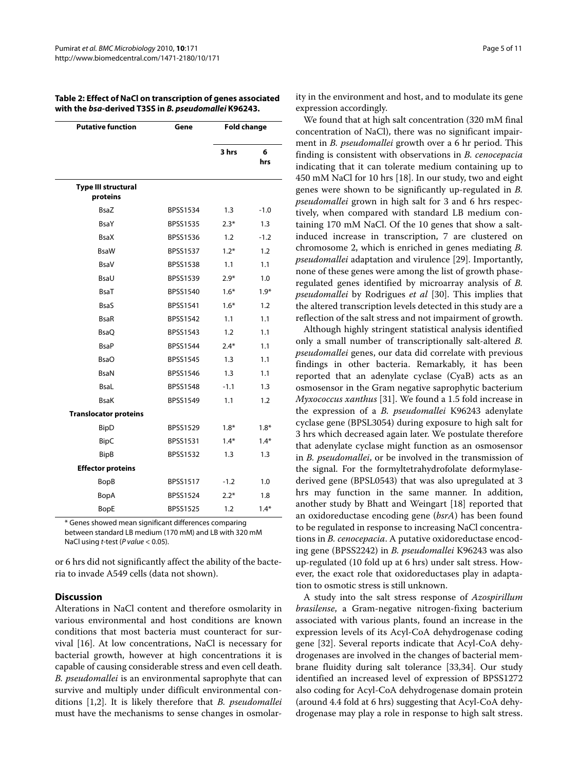**Table 2: Effect of NaCl on transcription of genes associated with the *bsa*-derived T3SS in *B. pseudomallei* K96243.**

| Putative function | Gene | Fold change | |
|---|---|---|---|
| | | 3 hrs | 6 hrs |
| **Type III structural proteins** | | | |
| BsaZ | BPSS1534 | 1.3 | -1.0 |
| BsaY | BPSS1535 | 2.3* | 1.3 |
| BsaX | BPSS1536 | 1.2 | -1.2 |
| BsaW | BPSS1537 | 1.2* | 1.2 |
| BsaV | BPSS1538 | 1.1 | 1.1 |
| BsaU | BPSS1539 | 2.9* | 1.0 |
| BsaT | BPSS1540 | 1.6* | 1.9* |
| BsaS | BPSS1541 | 1.6* | 1.2 |
| BsaR | BPSS1542 | 1.1 | 1.1 |
| BsaQ | BPSS1543 | 1.2 | 1.1 |
| BsaP | BPSS1544 | 2.4* | 1.1 |
| BsaO | BPSS1545 | 1.3 | 1.1 |
| BsaN | BPSS1546 | 1.3 | 1.1 |
| BsaL | BPSS1548 | -1.1 | 1.3 |
| BsaK | BPSS1549 | 1.1 | 1.2 |
| **Translocator proteins** | | | |
| BipD | BPSS1529 | 1.8* | 1.8* |
| BipC | BPSS1531 | 1.4* | 1.4* |
| BipB | BPSS1532 | 1.3 | 1.3 |
| **Effector proteins** | | | |
| BopB | BPSS1517 | -1.2 | 1.0 |
| BopA | BPSS1524 | 2.2* | 1.8 |
| BopE | BPSS1525 | 1.2 | 1.4* |

\* Genes showed mean significant differences comparing between standard LB medium (170 mM) and LB with 320 mM NaCl using *t*-test (*P value* < 0.05).

or 6 hrs did not significantly affect the ability of the bacteria to invade A549 cells (data not shown).

## Discussion

Alterations in NaCl content and therefore osmolarity in various environmental and host conditions are known conditions that most bacteria must counteract for survival [16]. At low concentrations, NaCl is necessary for bacterial growth, however at high concentrations it is capable of causing considerable stress and even cell death. *B. pseudomallei* is an environmental saprophyte that can survive and multiply under difficult environmental conditions [1,2]. It is likely therefore that *B. pseudomallei* must have the mechanisms to sense changes in osmolarity in the environment and host, and to modulate its gene expression accordingly.

We found that at high salt concentration (320 mM final concentration of NaCl), there was no significant impairment in *B. pseudomallei* growth over a 6 hr period. This finding is consistent with observations in *B. cenocepacia* indicating that it can tolerate medium containing up to 450 mM NaCl for 10 hrs [18]. In our study, two and eight genes were shown to be significantly up-regulated in *B. pseudomallei* grown in high salt for 3 and 6 hrs respectively, when compared with standard LB medium containing 170 mM NaCl. Of the 10 genes that show a salt-induced increase in transcription, 7 are clustered on chromosome 2, which is enriched in genes mediating *B. pseudomallei* adaptation and virulence [29]. Importantly, none of these genes were among the list of growth phase-regulated genes identified by microarray analysis of *B. pseudomallei* by Rodrigues *et al* [30]. This implies that the altered transcription levels detected in this study are a reflection of the salt stress and not impairment of growth.

Although highly stringent statistical analysis identified only a small number of transcriptionally salt-altered *B. pseudomallei* genes, our data did correlate with previous findings in other bacteria. Remarkably, it has been reported that an adenylate cyclase (CyaB) acts as an osmosensor in the Gram negative saprophytic bacterium *Myxococcus xanthus* [31]. We found a 1.5 fold increase in the expression of a *B. pseudomallei* K96243 adenylate cyclase gene (BPSL3054) during exposure to high salt for 3 hrs which decreased again later. We postulate therefore that adenylate cyclase might function as an osmosensor in *B. pseudomallei*, or be involved in the transmission of the signal. For the formyltetrahydrofolate deformylase-derived gene (BPSL0543) that was also upregulated at 3 hrs may function in the same manner. In addition, another study by Bhatt and Weingart [18] reported that an oxidoreductase encoding gene (*bsrA*) has been found to be regulated in response to increasing NaCl concentrations in *B. cenocepacia*. A putative oxidoreductase encoding gene (BPSS2242) in *B. pseudomallei* K96243 was also up-regulated (10 fold up at 6 hrs) under salt stress. However, the exact role that oxidoreductases play in adaptation to osmotic stress is still unknown.

A study into the salt stress response of *Azospirillum brasilense*, a Gram-negative nitrogen-fixing bacterium associated with various plants, found an increase in the expression levels of its Acyl-CoA dehydrogenase coding gene [32]. Several reports indicate that Acyl-CoA dehydrogenases are involved in the changes of bacterial membrane fluidity during salt tolerance [33,34]. Our study identified an increased level of expression of BPSS1272 also coding for Acyl-CoA dehydrogenase domain protein (around 4.4 fold at 6 hrs) suggesting that Acyl-CoA dehydrogenase may play a role in response to high salt stress.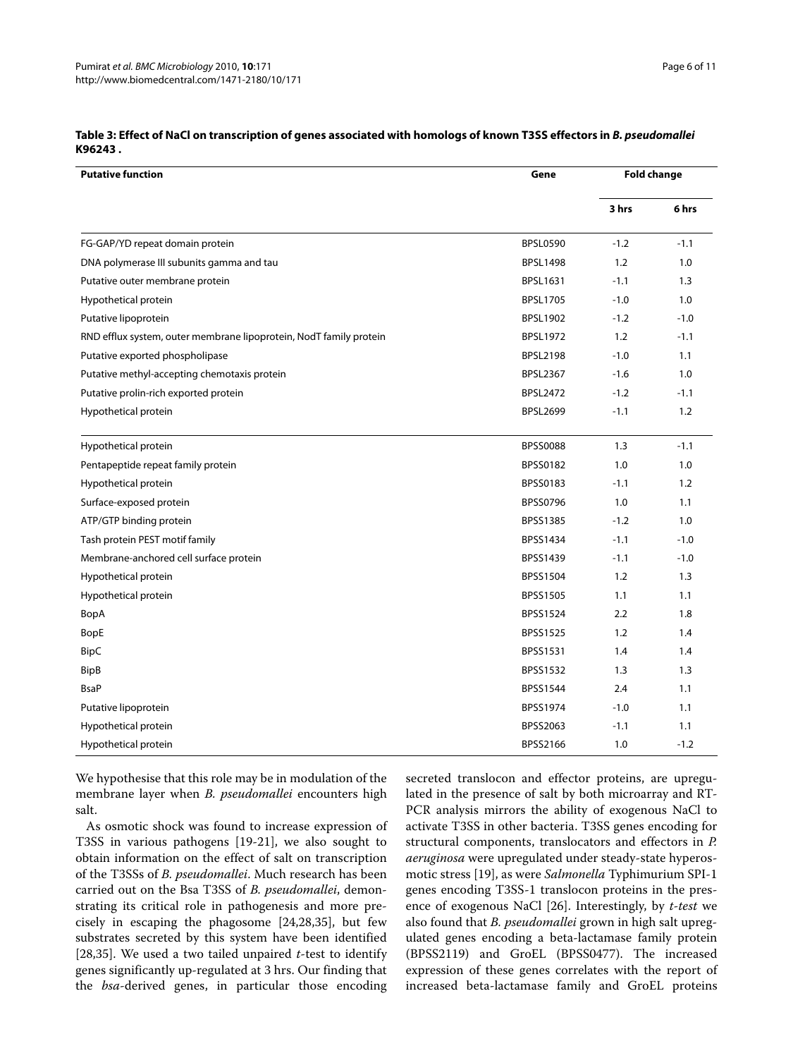**Table 3: Effect of NaCl on transcription of genes associated with homologs of known T3SS effectors in *B. pseudomallei* K96243 .**

| Putative function | Gene | Fold change | |
|---|---|---|---|
| | | 3 hrs | 6 hrs |
| FG-GAP/YD repeat domain protein | BPSL0590 | -1.2 | -1.1 |
| DNA polymerase III subunits gamma and tau | BPSL1498 | 1.2 | 1.0 |
| Putative outer membrane protein | BPSL1631 | -1.1 | 1.3 |
| Hypothetical protein | BPSL1705 | -1.0 | 1.0 |
| Putative lipoprotein | BPSL1902 | -1.2 | -1.0 |
| RND efflux system, outer membrane lipoprotein, NodT family protein | BPSL1972 | 1.2 | -1.1 |
| Putative exported phospholipase | BPSL2198 | -1.0 | 1.1 |
| Putative methyl-accepting chemotaxis protein | BPSL2367 | -1.6 | 1.0 |
| Putative prolin-rich exported protein | BPSL2472 | -1.2 | -1.1 |
| Hypothetical protein | BPSL2699 | -1.1 | 1.2 |
| Hypothetical protein | BPSS0088 | 1.3 | -1.1 |
| Pentapeptide repeat family protein | BPSS0182 | 1.0 | 1.0 |
| Hypothetical protein | BPSS0183 | -1.1 | 1.2 |
| Surface-exposed protein | BPSS0796 | 1.0 | 1.1 |
| ATP/GTP binding protein | BPSS1385 | -1.2 | 1.0 |
| Tash protein PEST motif family | BPSS1434 | -1.1 | -1.0 |
| Membrane-anchored cell surface protein | BPSS1439 | -1.1 | -1.0 |
| Hypothetical protein | BPSS1504 | 1.2 | 1.3 |
| Hypothetical protein | BPSS1505 | 1.1 | 1.1 |
| BopA | BPSS1524 | 2.2 | 1.8 |
| BopE | BPSS1525 | 1.2 | 1.4 |
| BipC | BPSS1531 | 1.4 | 1.4 |
| BipB | BPSS1532 | 1.3 | 1.3 |
| BsaP | BPSS1544 | 2.4 | 1.1 |
| Putative lipoprotein | BPSS1974 | -1.0 | 1.1 |
| Hypothetical protein | BPSS2063 | -1.1 | 1.1 |
| Hypothetical protein | BPSS2166 | 1.0 | -1.2 |

We hypothesise that this role may be in modulation of the membrane layer when *B. pseudomallei* encounters high salt.

As osmotic shock was found to increase expression of T3SS in various pathogens [19-21], we also sought to obtain information on the effect of salt on transcription of the T3SSs of *B. pseudomallei*. Much research has been carried out on the Bsa T3SS of *B. pseudomallei*, demonstrating its critical role in pathogenesis and more precisely in escaping the phagosome [24,28,35], but few substrates secreted by this system have been identified [28,35]. We used a two tailed unpaired *t*-test to identify genes significantly up-regulated at 3 hrs. Our finding that the *bsa*-derived genes, in particular those encoding secreted translocon and effector proteins, are upregulated in the presence of salt by both microarray and RT-PCR analysis mirrors the ability of exogenous NaCl to activate T3SS in other bacteria. T3SS genes encoding for structural components, translocators and effectors in *P. aeruginosa* were upregulated under steady-state hyperosmotic stress [19], as were *Salmonella* Typhimurium SPI-1 genes encoding T3SS-1 translocon proteins in the presence of exogenous NaCl [26]. Interestingly, by *t-test* we also found that *B. pseudomallei* grown in high salt upregulated genes encoding a beta-lactamase family protein (BPSS2119) and GroEL (BPSS0477). The increased expression of these genes correlates with the report of increased beta-lactamase family and GroEL proteins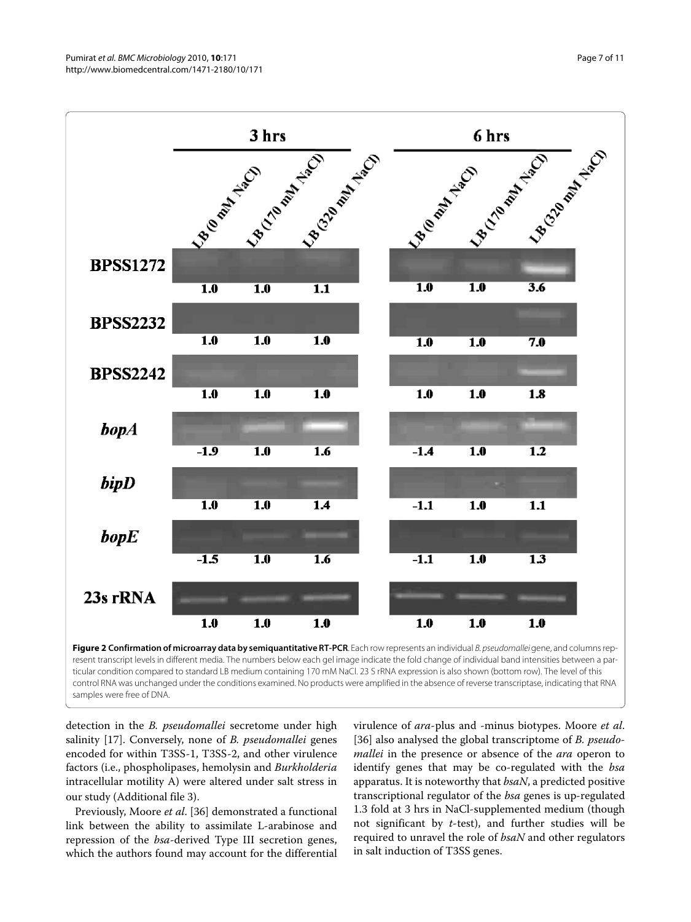**Figure 2 Confirmation of microarray data by semiquantitative RT-PCR**. Each row represents an individual *B. pseudomallei* gene, and columns represent transcript levels in different media. The numbers below each gel image indicate the fold change of individual band intensities between a particular condition compared to standard LB medium containing 170 mM NaCl. 23 S rRNA expression is also shown (bottom row). The level of this control RNA was unchanged under the conditions examined. No products were amplified in the absence of reverse transcriptase, indicating that RNA samples were free of DNA.

detection in the *B. pseudomallei* secretome under high salinity [17]. Conversely, none of *B. pseudomallei* genes encoded for within T3SS-1, T3SS-2, and other virulence factors (i.e., phospholipases, hemolysin and *Burkholderia* intracellular motility A) were altered under salt stress in our study (Additional file 3).

Previously, Moore *et al*. [36] demonstrated a functional link between the ability to assimilate L-arabinose and repression of the *bsa*-derived Type III secretion genes, which the authors found may account for the differential virulence of *ara*-plus and -minus biotypes. Moore *et al*. [36] also analysed the global transcriptome of *B. pseudomallei* in the presence or absence of the *ara* operon to identify genes that may be co-regulated with the *bsa* apparatus. It is noteworthy that *bsaN*, a predicted positive transcriptional regulator of the *bsa* genes is up-regulated 1.3 fold at 3 hrs in NaCl-supplemented medium (though not significant by *t*-test), and further studies will be required to unravel the role of *bsaN* and other regulators in salt induction of T3SS genes.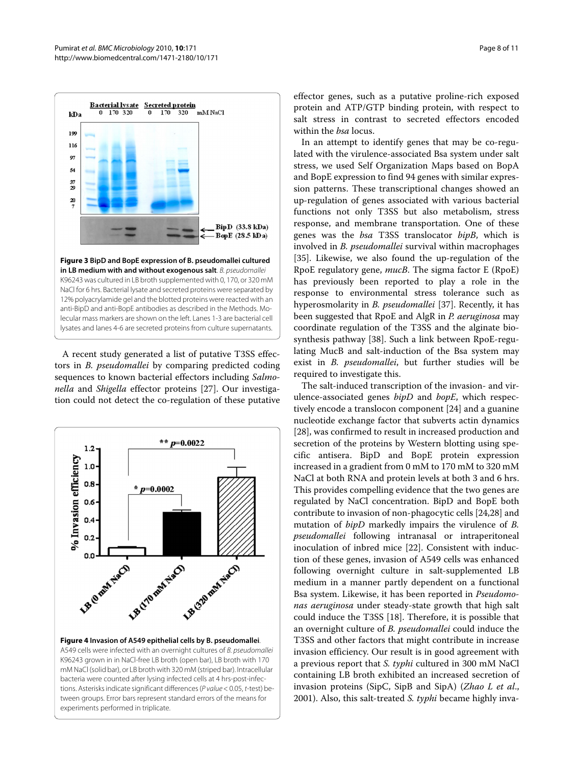**Figure 3 BipD and BopE expression of B. pseudomallei cultured in LB medium with and without exogenous salt**. *B. pseudomallei* K96243 was cultured in LB broth supplemented with 0, 170, or 320 mM NaCl for 6 hrs. Bacterial lysate and secreted proteins were separated by 12% polyacrylamide gel and the blotted proteins were reacted with an anti-BipD and anti-BopE antibodies as described in the Methods. Molecular mass markers are shown on the left. Lanes 1-3 are bacterial cell lysates and lanes 4-6 are secreted proteins from culture supernatants.

A recent study generated a list of putative T3SS effectors in *B. pseudomallei* by comparing predicted coding sequences to known bacterial effectors including *Salmonella* and *Shigella* effector proteins [27]. Our investigation could not detect the co-regulation of these putative effector genes, such as a putative proline-rich exposed protein and ATP/GTP binding protein, with respect to salt stress in contrast to secreted effectors encoded within the *bsa* locus.

**Figure 4 Invasion of A549 epithelial cells by B. pseudomallei**. A549 cells were infected with an overnight cultures of *B. pseudomallei* K96243 grown in in NaCl-free LB broth (open bar), LB broth with 170 mM NaCl (solid bar), or LB broth with 320 mM (striped bar). Intracellular bacteria were counted after lysing infected cells at 4 hrs-post-infections. Asterisks indicate significant differences (*P value* < 0.05, *t*-test) between groups. Error bars represent standard errors of the means for experiments performed in triplicate.

In an attempt to identify genes that may be co-regulated with the virulence-associated Bsa system under salt stress, we used Self Organization Maps based on BopA and BopE expression to find 94 genes with similar expression patterns. These transcriptional changes showed an up-regulation of genes associated with various bacterial functions not only T3SS but also metabolism, stress response, and membrane transportation. One of these genes was the *bsa* T3SS translocator *bipB*, which is involved in *B. pseudomallei* survival within macrophages [35]. Likewise, we also found the up-regulation of the RpoE regulatory gene, *mucB*. The sigma factor E (RpoE) has previously been reported to play a role in the response to environmental stress tolerance such as hyperosmolarity in *B. pseudomallei* [37]. Recently, it has been suggested that RpoE and AlgR in *P. aeruginosa* may coordinate regulation of the T3SS and the alginate biosynthesis pathway [38]. Such a link between RpoE-regulating MucB and salt-induction of the Bsa system may exist in *B. pseudomallei*, but further studies will be required to investigate this.

The salt-induced transcription of the invasion- and virulence-associated genes *bipD* and *bopE*, which respectively encode a translocon component [24] and a guanine nucleotide exchange factor that subverts actin dynamics [28], was confirmed to result in increased production and secretion of the proteins by Western blotting using specific antisera. BipD and BopE protein expression increased in a gradient from 0 mM to 170 mM to 320 mM NaCl at both RNA and protein levels at both 3 and 6 hrs. This provides compelling evidence that the two genes are regulated by NaCl concentration. BipD and BopE both contribute to invasion of non-phagocytic cells [24,28] and mutation of *bipD* markedly impairs the virulence of *B. pseudomallei* following intranasal or intraperitoneal inoculation of inbred mice [22]. Consistent with induction of these genes, invasion of A549 cells was enhanced following overnight culture in salt-supplemented LB medium in a manner partly dependent on a functional Bsa system. Likewise, it has been reported in *Pseudomonas aeruginosa* under steady-state growth that high salt could induce the T3SS [18]. Therefore, it is possible that an overnight culture of *B. pseudomallei* could induce the T3SS and other factors that might contribute in increase invasion efficiency. Our result is in good agreement with a previous report that *S. typhi* cultured in 300 mM NaCl containing LB broth exhibited an increased secretion of invasion proteins (SipC, SipB and SipA) (*Zhao L et al*., 2001). Also, this salt-treated *S. typhi* became highly inva-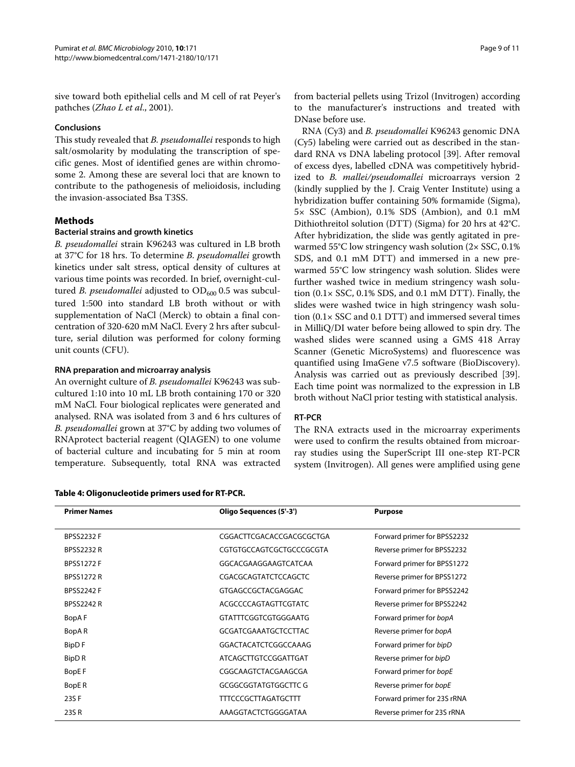sive toward both epithelial cells and M cell of rat Peyer's pathches (*Zhao L et al*., 2001).

## Conclusions

This study revealed that *B. pseudomallei* responds to high salt/osmolarity by modulating the transcription of specific genes. Most of identified genes are within chromosome 2. Among these are several loci that are known to contribute to the pathogenesis of melioidosis, including the invasion-associated Bsa T3SS.

## Methods

### Bacterial strains and growth kinetics

*B. pseudomallei* strain K96243 was cultured in LB broth at 37°C for 18 hrs. To determine *B. pseudomallei* growth kinetics under salt stress, optical density of cultures at various time points was recorded. In brief, overnight-cultured *B. pseudomallei* adjusted to $OD_{600}$ 0.5 was subcultured 1:500 into standard LB broth without or with supplementation of NaCl (Merck) to obtain a final concentration of 320-620 mM NaCl. Every 2 hrs after subculture, serial dilution was performed for colony forming unit counts (CFU).

### RNA preparation and microarray analysis

An overnight culture of *B. pseudomallei* K96243 was subcultured 1:10 into 10 mL LB broth containing 170 or 320 mM NaCl. Four biological replicates were generated and analysed. RNA was isolated from 3 and 6 hrs cultures of *B. pseudomallei* grown at 37°C by adding two volumes of RNAprotect bacterial reagent (QIAGEN) to one volume of bacterial culture and incubating for 5 min at room temperature. Subsequently, total RNA was extracted from bacterial pellets using Trizol (Invitrogen) according to the manufacturer's instructions and treated with DNase before use.

RNA (Cy3) and *B. pseudomallei* K96243 genomic DNA (Cy5) labeling were carried out as described in the standard RNA vs DNA labeling protocol [39]. After removal of excess dyes, labelled cDNA was competitively hybridized to *B. mallei/pseudomallei* microarrays version 2 (kindly supplied by the J. Craig Venter Institute) using a hybridization buffer containing 50% formamide (Sigma), 5× SSC (Ambion), 0.1% SDS (Ambion), and 0.1 mM Dithiothreitol solution (DTT) (Sigma) for 20 hrs at 42°C. After hybridization, the slide was gently agitated in pre-warmed 55°C low stringency wash solution (2× SSC, 0.1% SDS, and 0.1 mM DTT) and immersed in a new pre-warmed 55°C low stringency wash solution. Slides were further washed twice in medium stringency wash solution (0.1× SSC, 0.1% SDS, and 0.1 mM DTT). Finally, the slides were washed twice in high stringency wash solution (0.1× SSC and 0.1 DTT) and immersed several times in MilliQ/DI water before being allowed to spin dry. The washed slides were scanned using a GMS 418 Array Scanner (Genetic MicroSystems) and fluorescence was quantified using ImaGene v7.5 software (BioDiscovery). Analysis was carried out as previously described [39]. Each time point was normalized to the expression in LB broth without NaCl prior testing with statistical analysis.

### RT-PCR

The RNA extracts used in the microarray experiments were used to confirm the results obtained from microarray studies using the SuperScript III one-step RT-PCR system (Invitrogen). All genes were amplified using gene

**Table 4: Oligonucleotide primers used for RT-PCR.**

| Primer Names | Oligo Sequences (5'-3') | Purpose |
|---|---|---|
| BPSS2232 F | CGGACTTCGACACCGACGCGCTGA | Forward primer for BPSS2232 |
| BPSS2232 R | CGTGTGCCAGTCGCTGCCCGCGTA | Reverse primer for BPSS2232 |
| BPSS1272 F | GGCACGAAGGAAGTCATCAA | Forward primer for BPSS1272 |
| BPSS1272 R | CGACGCAGTATCTCCAGCTC | Reverse primer for BPSS1272 |
| BPSS2242 F | GTGAGCCGCTACGAGGAC | Forward primer for BPSS2242 |
| BPSS2242 R | ACGCCCCAGTAGTTCGTATC | Reverse primer for BPSS2242 |
| BopA F | GTATTTCGGTCGTGGGAATG | Forward primer for *bopA* |
| BopA R | GCGATCGAAATGCTCCTTAC | Reverse primer for *bopA* |
| BipD F | GGACTACATCTCGGCCAAAG | Forward primer for *bipD* |
| BipD R | ATCAGCTTGTCCGGATTGAT | Reverse primer for *bipD* |
| BopE F | CGGCAAGTCTACGAAGCGA | Forward primer for *bopE* |
| BopE R | GCGGCGGTATGTGGCTTC G | Reverse primer for *bopE* |
| 23S F | TTTCCCGCTTAGATGCTTT | Forward primer for 23S rRNA |
| 23S R | AAAGGTACTCTGGGGATAA | Reverse primer for 23S rRNA |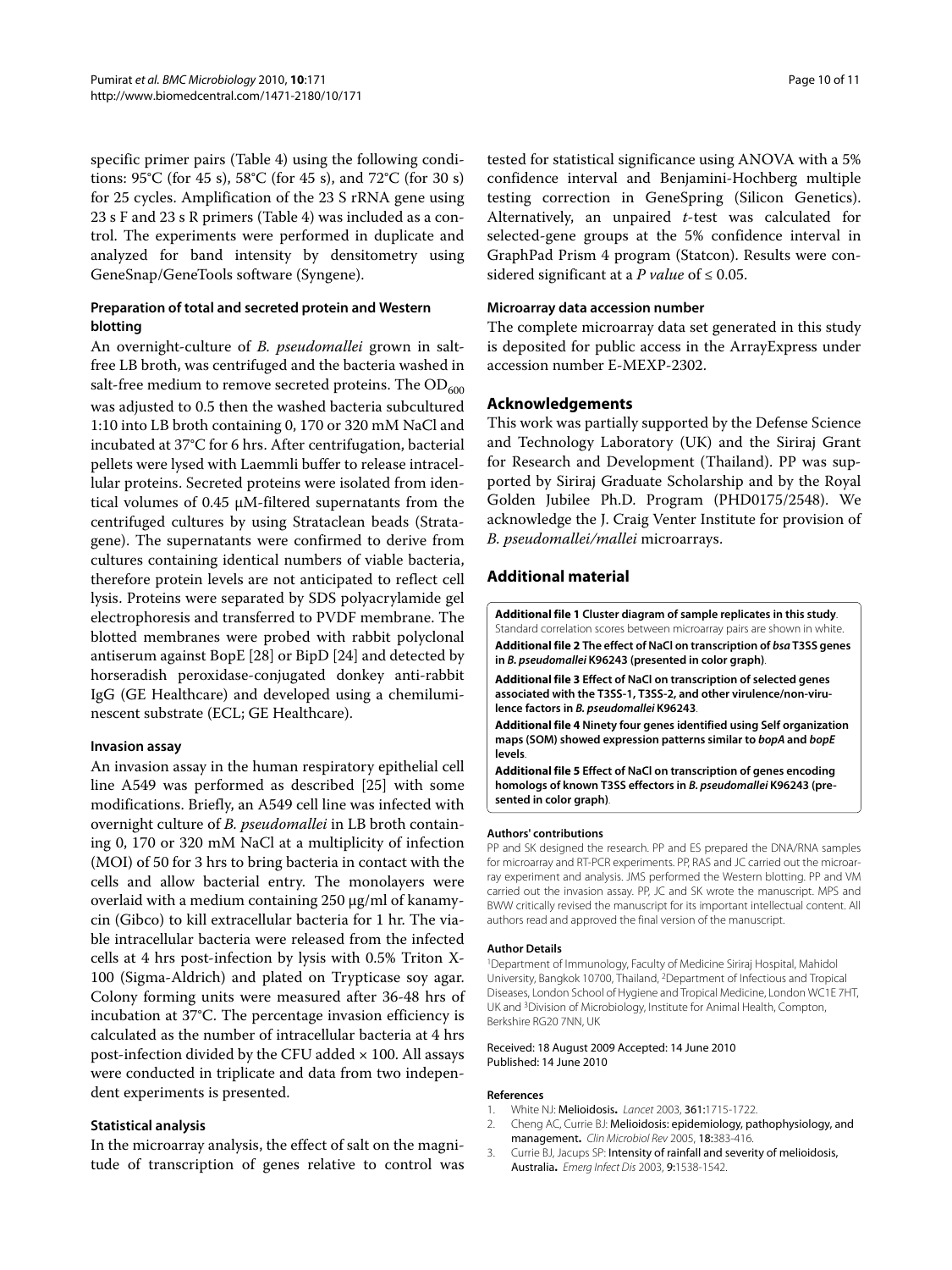specific primer pairs (Table 4) using the following conditions: 95°C (for 45 s), 58°C (for 45 s), and 72°C (for 30 s) for 25 cycles. Amplification of the 23 S rRNA gene using 23 s F and 23 s R primers (Table 4) was included as a control. The experiments were performed in duplicate and analyzed for band intensity by densitometry using GeneSnap/GeneTools software (Syngene).

### Preparation of total and secreted protein and Western blotting

An overnight-culture of *B. pseudomallei* grown in salt-free LB broth, was centrifuged and the bacteria washed in salt-free medium to remove secreted proteins. The $OD_{600}$ was adjusted to 0.5 then the washed bacteria subcultured 1:10 into LB broth containing 0, 170 or 320 mM NaCl and incubated at 37°C for 6 hrs. After centrifugation, bacterial pellets were lysed with Laemmli buffer to release intracellular proteins. Secreted proteins were isolated from identical volumes of 0.45 μM-filtered supernatants from the centrifuged cultures by using Strataclean beads (Stratagene). The supernatants were confirmed to derive from cultures containing identical numbers of viable bacteria, therefore protein levels are not anticipated to reflect cell lysis. Proteins were separated by SDS polyacrylamide gel electrophoresis and transferred to PVDF membrane. The blotted membranes were probed with rabbit polyclonal antiserum against BopE [28] or BipD [24] and detected by horseradish peroxidase-conjugated donkey anti-rabbit IgG (GE Healthcare) and developed using a chemiluminescent substrate (ECL; GE Healthcare).

### Invasion assay

An invasion assay in the human respiratory epithelial cell line A549 was performed as described [25] with some modifications. Briefly, an A549 cell line was infected with overnight culture of *B. pseudomallei* in LB broth containing 0, 170 or 320 mM NaCl at a multiplicity of infection (MOI) of 50 for 3 hrs to bring bacteria in contact with the cells and allow bacterial entry. The monolayers were overlaid with a medium containing 250 μg/ml of kanamycin (Gibco) to kill extracellular bacteria for 1 hr. The viable intracellular bacteria were released from the infected cells at 4 hrs post-infection by lysis with 0.5% Triton X-100 (Sigma-Aldrich) and plated on Trypticase soy agar. Colony forming units were measured after 36-48 hrs of incubation at 37°C. The percentage invasion efficiency is calculated as the number of intracellular bacteria at 4 hrs post-infection divided by the CFU added × 100. All assays were conducted in triplicate and data from two independent experiments is presented.

### Statistical analysis

In the microarray analysis, the effect of salt on the magnitude of transcription of genes relative to control was tested for statistical significance using ANOVA with a 5% confidence interval and Benjamini-Hochberg multiple testing correction in GeneSpring (Silicon Genetics). Alternatively, an unpaired *t*-test was calculated for selected-gene groups at the 5% confidence interval in GraphPad Prism 4 program (Statcon). Results were considered significant at a *P value* of ≤ 0.05.

### Microarray data accession number

The complete microarray data set generated in this study is deposited for public access in the ArrayExpress under accession number E-MEXP-2302.

## Acknowledgements

This work was partially supported by the Defense Science and Technology Laboratory (UK) and the Siriraj Grant for Research and Development (Thailand). PP was supported by Siriraj Graduate Scholarship and by the Royal Golden Jubilee Ph.D. Program (PHD0175/2548). We acknowledge the J. Craig Venter Institute for provision of *B. pseudomallei/mallei* microarrays.

## Additional material

**Additional file 1 Cluster diagram of sample replicates in this study**. Standard correlation scores between microarray pairs are shown in white.

**Additional file 2 The effect of NaCl on transcription of *bsa* T3SS genes in *B. pseudomallei* K96243 (presented in color graph)**.

**Additional file 3 Effect of NaCl on transcription of selected genes associated with the T3SS-1, T3SS-2, and other virulence/non-virulence factors in *B. pseudomallei* K96243**.

**Additional file 4 Ninety four genes identified using Self organization maps (SOM) showed expression patterns similar to *bopA* and *bopE* levels**.

**Additional file 5 Effect of NaCl on transcription of genes encoding homologs of known T3SS effectors in *B. pseudomallei* K96243 (presented in color graph)**.

#### Authors' contributions

PP and SK designed the research. PP and ES prepared the DNA/RNA samples for microarray and RT-PCR experiments. PP, RAS and JC carried out the microarray experiment and analysis. JMS performed the Western blotting. PP and VM carried out the invasion assay. PP, JC and SK wrote the manuscript. MPS and BWW critically revised the manuscript for its important intellectual content. All authors read and approved the final version of the manuscript.

#### Author Details

[1]Department of Immunology, Faculty of Medicine Siriraj Hospital, Mahidol University, Bangkok 10700, Thailand, [2]Department of Infectious and Tropical Diseases, London School of Hygiene and Tropical Medicine, London WC1E 7HT, UK and [3]Division of Microbiology, Institute for Animal Health, Compton, Berkshire RG20 7NN, UK

Received: 18 August 2009 Accepted: 14 June 2010
Published: 14 June 2010

#### References

1. White NJ: **Melioidosis.** *Lancet* 2003, **361:**1715-1722.
2. Cheng AC, Currie BJ: **Melioidosis: epidemiology, pathophysiology, and management.** *Clin Microbiol Rev* 2005, **18:**383-416.
3. Currie BJ, Jacups SP: **Intensity of rainfall and severity of melioidosis, Australia.** *Emerg Infect Dis* 2003, **9:**1538-1542.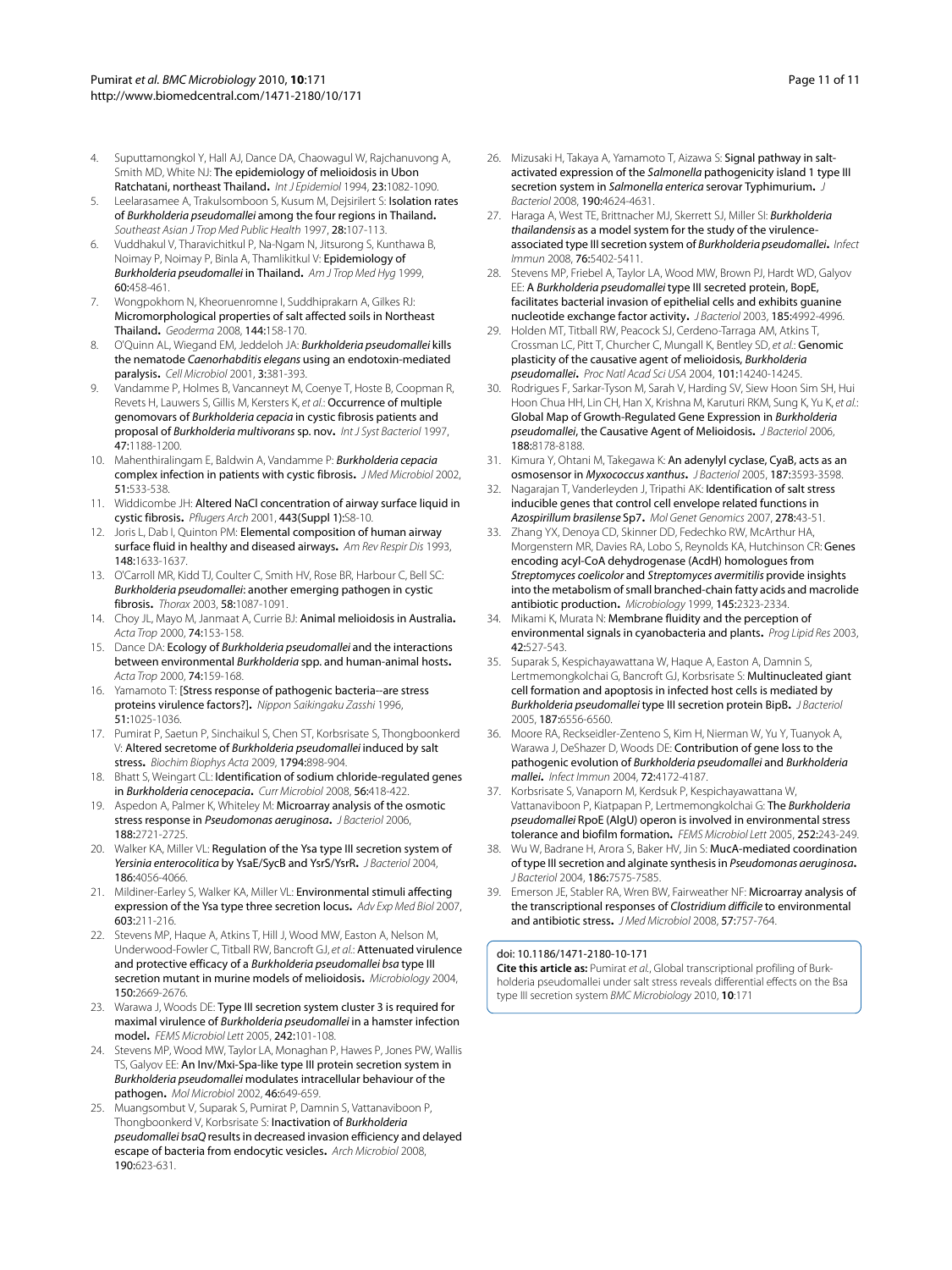4. Suputtamongkol Y, Hall AJ, Dance DA, Chaowagul W, Rajchanuvong A, Smith MD, White NJ: **The epidemiology of melioidosis in Ubon Ratchatani, northeast Thailand.** *Int J Epidemiol* 1994, **23**:1082-1090.
5. Leelarasamee A, Trakulsomboon S, Kusum M, Dejsirilert S: **Isolation rates of *Burkholderia pseudomallei* among the four regions in Thailand.** *Southeast Asian J Trop Med Public Health* 1997, **28**:107-113.
6. Vuddhakul V, Tharavichitkul P, Na-Ngam N, Jitsurong S, Kunthawa B, Noimay P, Noimay P, Binla A, Thamlikitkul V: **Epidemiology of *Burkholderia pseudomallei* in Thailand.** *Am J Trop Med Hyg* 1999, **60**:458-461.
7. Wongpokhom N, Kheoruenromne I, Suddhiprakarn A, Gilkes RJ: **Micromorphological properties of salt affected soils in Northeast Thailand.** *Geoderma* 2008, **144**:158-170.
8. O'Quinn AL, Wiegand EM, Jeddeloh JA: ***Burkholderia pseudomallei* kills the nematode *Caenorhabditis elegans* using an endotoxin-mediated paralysis.** *Cell Microbiol* 2001, **3**:381-393.
9. Vandamme P, Holmes B, Vancanneyt M, Coenye T, Hoste B, Coopman R, Revets H, Lauwers S, Gillis M, Kersters K, *et al.*: **Occurrence of multiple genomovars of *Burkholderia cepacia* in cystic fibrosis patients and proposal of *Burkholderia multivorans* sp. nov.** *Int J Syst Bacteriol* 1997, **47**:1188-1200.
10. Mahenthiralingam E, Baldwin A, Vandamme P: ***Burkholderia cepacia* complex infection in patients with cystic fibrosis.** *J Med Microbiol* 2002, **51**:533-538.
11. Widdicombe JH: **Altered NaCl concentration of airway surface liquid in cystic fibrosis.** *Pflugers Arch* 2001, **443(Suppl 1)**:S8-10.
12. Joris L, Dab I, Quinton PM: **Elemental composition of human airway surface fluid in healthy and diseased airways.** *Am Rev Respir Dis* 1993, **148**:1633-1637.
13. O'Carroll MR, Kidd TJ, Coulter C, Smith HV, Rose BR, Harbour C, Bell SC: ***Burkholderia pseudomallei*: another emerging pathogen in cystic fibrosis.** *Thorax* 2003, **58**:1087-1091.
14. Choy JL, Mayo M, Janmaat A, Currie BJ: **Animal melioidosis in Australia.** *Acta Trop* 2000, **74**:153-158.
15. Dance DA: **Ecology of *Burkholderia pseudomallei* and the interactions between environmental *Burkholderia* spp. and human-animal hosts.** *Acta Trop* 2000, **74**:159-168.
16. Yamamoto T: **[Stress response of pathogenic bacteria--are stress proteins virulence factors?].** *Nippon Saikingaku Zasshi* 1996, **51**:1025-1036.
17. Pumirat P, Saetun P, Sinchaikul S, Chen ST, Korbsrisate S, Thongboonkerd V: **Altered secretome of *Burkholderia pseudomallei* induced by salt stress.** *Biochim Biophys Acta* 2009, **1794**:898-904.
18. Bhatt S, Weingart CL: **Identification of sodium chloride-regulated genes in *Burkholderia cenocepacia*.** *Curr Microbiol* 2008, **56**:418-422.
19. Aspedon A, Palmer K, Whiteley M: **Microarray analysis of the osmotic stress response in *Pseudomonas aeruginosa*.** *J Bacteriol* 2006, **188**:2721-2725.
20. Walker KA, Miller VL: **Regulation of the Ysa type III secretion system of *Yersinia enterocolitica* by YsaE/SycB and YsrS/YsrR.** *J Bacteriol* 2004, **186**:4056-4066.
21. Mildiner-Earley S, Walker KA, Miller VL: **Environmental stimuli affecting expression of the Ysa type three secretion locus.** *Adv Exp Med Biol* 2007, **603**:211-216.
22. Stevens MP, Haque A, Atkins T, Hill J, Wood MW, Easton A, Nelson M, Underwood-Fowler C, Titball RW, Bancroft GJ, *et al.*: **Attenuated virulence and protective efficacy of a *Burkholderia pseudomallei bsa* type III secretion mutant in murine models of melioidosis.** *Microbiology* 2004, **150**:2669-2676.
23. Warawa J, Woods DE: **Type III secretion system cluster 3 is required for maximal virulence of *Burkholderia pseudomallei* in a hamster infection model.** *FEMS Microbiol Lett* 2005, **242**:101-108.
24. Stevens MP, Wood MW, Taylor LA, Monaghan P, Hawes P, Jones PW, Wallis TS, Galyov EE: **An Inv/Mxi-Spa-like type III protein secretion system in *Burkholderia pseudomallei* modulates intracellular behaviour of the pathogen.** *Mol Microbiol* 2002, **46**:649-659.
25. Muangsombut V, Suparak S, Pumirat P, Damnin S, Vattanaviboon P, Thongboonkerd V, Korbsrisate S: **Inactivation of *Burkholderia pseudomallei bsaQ* results in decreased invasion efficiency and delayed escape of bacteria from endocytic vesicles.** *Arch Microbiol* 2008, **190**:623-631.
26. Mizusaki H, Takaya A, Yamamoto T, Aizawa S: **Signal pathway in salt-activated expression of the *Salmonella* pathogenicity island 1 type III secretion system in *Salmonella enterica* serovar Typhimurium.** *J Bacteriol* 2008, **190**:4624-4631.
27. Haraga A, West TE, Brittnacher MJ, Skerrett SJ, Miller SI: ***Burkholderia thailandensis* as a model system for the study of the virulence-associated type III secretion system of *Burkholderia pseudomallei*.** *Infect Immun* 2008, **76**:5402-5411.
28. Stevens MP, Friebel A, Taylor LA, Wood MW, Brown PJ, Hardt WD, Galyov EE: **A *Burkholderia pseudomallei* type III secreted protein, BopE, facilitates bacterial invasion of epithelial cells and exhibits guanine nucleotide exchange factor activity.** *J Bacteriol* 2003, **185**:4992-4996.
29. Holden MT, Titball RW, Peacock SJ, Cerdeno-Tarraga AM, Atkins T, Crossman LC, Pitt T, Churcher C, Mungall K, Bentley SD, *et al.*: **Genomic plasticity of the causative agent of melioidosis, *Burkholderia pseudomallei*.** *Proc Natl Acad Sci USA* 2004, **101**:14240-14245.
30. Rodrigues F, Sarkar-Tyson M, Sarah V, Harding SV, Siew Hoon Sim SH, Hui Hoon Chua HH, Lin CH, Han X, Krishna M, Karuturi RKM, Sung K, Yu K, *et al.*: **Global Map of Growth-Regulated Gene Expression in *Burkholderia pseudomallei*, the Causative Agent of Melioidosis.** *J Bacteriol* 2006, **188**:8178-8188.
31. Kimura Y, Ohtani M, Takegawa K: **An adenylyl cyclase, CyaB, acts as an osmosensor in *Myxococcus xanthus*.** *J Bacteriol* 2005, **187**:3593-3598.
32. Nagarajan T, Vanderleyden J, Tripathi AK: **Identification of salt stress inducible genes that control cell envelope related functions in *Azospirillum brasilense* Sp7.** *Mol Genet Genomics* 2007, **278**:43-51.
33. Zhang YX, Denoya CD, Skinner DD, Fedechko RW, McArthur HA, Morgenstern MR, Davies RA, Lobo S, Reynolds KA, Hutchinson CR: **Genes encoding acyl-CoA dehydrogenase (AcdH) homologues from *Streptomyces coelicolor* and *Streptomyces avermitilis* provide insights into the metabolism of small branched-chain fatty acids and macrolide antibiotic production.** *Microbiology* 1999, **145**:2323-2334.
34. Mikami K, Murata N: **Membrane fluidity and the perception of environmental signals in cyanobacteria and plants.** *Prog Lipid Res* 2003, **42**:527-543.
35. Suparak S, Kespichayawattana W, Haque A, Easton A, Damnin S, Lertmemongkolchai G, Bancroft GJ, Korbsrisate S: **Multinucleated giant cell formation and apoptosis in infected host cells is mediated by *Burkholderia pseudomallei* type III secretion protein BipB.** *J Bacteriol* 2005, **187**:6556-6560.
36. Moore RA, Reckseidler-Zenteno S, Kim H, Nierman W, Yu Y, Tuanyok A, Warawa J, DeShazer D, Woods DE: **Contribution of gene loss to the pathogenic evolution of *Burkholderia pseudomallei* and *Burkholderia mallei*.** *Infect Immun* 2004, **72**:4172-4187.
37. Korbsrisate S, Vanaporn M, Kerdsuk P, Kespichayawattana W, Vattanaviboon P, Kiatpapan P, Lertmemongkolchai G: **The *Burkholderia pseudomallei* RpoE (AlgU) operon is involved in environmental stress tolerance and biofilm formation.** *FEMS Microbiol Lett* 2005, **252**:243-249.
38. Wu W, Badrane H, Arora S, Baker HV, Jin S: **MucA-mediated coordination of type III secretion and alginate synthesis in *Pseudomonas aeruginosa*.** *J Bacteriol* 2004, **186**:7575-7585.
39. Emerson JE, Stabler RA, Wren BW, Fairweather NF: **Microarray analysis of the transcriptional responses of *Clostridium difficile* to environmental and antibiotic stress.** *J Med Microbiol* 2008, **57**:757-764.

doi: 10.1186/1471-2180-10-171

**Cite this article as:** Pumirat *et al.*, Global transcriptional profiling of Burkholderia pseudomallei under salt stress reveals differential effects on the Bsa type III secretion system *BMC Microbiology* 2010, **10**:171